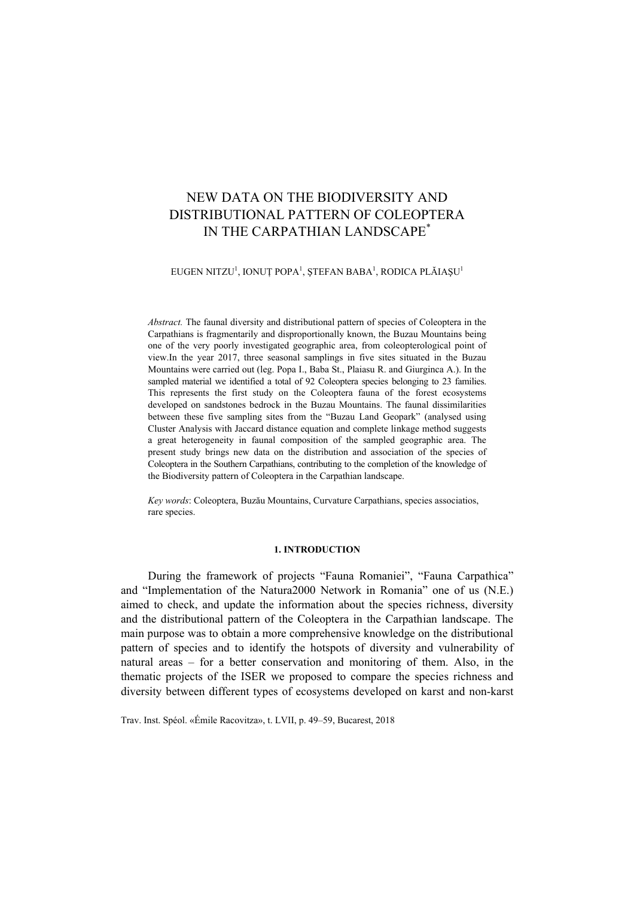# NEW DATA ON THE BIODIVERSITY AND DISTRIBUTIONAL PATTERN OF COLEOPTERA IN THE CARPATHIAN LANDSCAPE*

EUGEN NITZU[1], IONUȚ POPA[1], ȘTEFAN BABA[1], RODICA PLĂIAȘU[1]

*Abstract.* The faunal diversity and distributional pattern of species of Coleoptera in the Carpathians is fragmentarily and disproportionally known, the Buzau Mountains being one of the very poorly investigated geographic area, from coleopterological point of view.In the year 2017, three seasonal samplings in five sites situated in the Buzau Mountains were carried out (leg. Popa I., Baba St., Plaiasu R. and Giurginca A.). In the sampled material we identified a total of 92 Coleoptera species belonging to 23 families. This represents the first study on the Coleoptera fauna of the forest ecosystems developed on sandstones bedrock in the Buzau Mountains. The faunal dissimilarities between these five sampling sites from the "Buzau Land Geopark" (analysed using Cluster Analysis with Jaccard distance equation and complete linkage method suggests a great heterogeneity in faunal composition of the sampled geographic area. The present study brings new data on the distribution and association of the species of Coleoptera in the Southern Carpathians, contributing to the completion of the knowledge of the Biodiversity pattern of Coleoptera in the Carpathian landscape.

*Key words*: Coleoptera, Buzău Mountains, Curvature Carpathians, species associatios, rare species.

## 1. INTRODUCTION

During the framework of projects "Fauna Romaniei", "Fauna Carpathica" and "Implementation of the Natura2000 Network in Romania" one of us (N.E.) aimed to check, and update the information about the species richness, diversity and the distributional pattern of the Coleoptera in the Carpathian landscape. The main purpose was to obtain a more comprehensive knowledge on the distributional pattern of species and to identify the hotspots of diversity and vulnerability of natural areas – for a better conservation and monitoring of them. Also, in the thematic projects of the ISER we proposed to compare the species richness and diversity between different types of ecosystems developed on karst and non-karst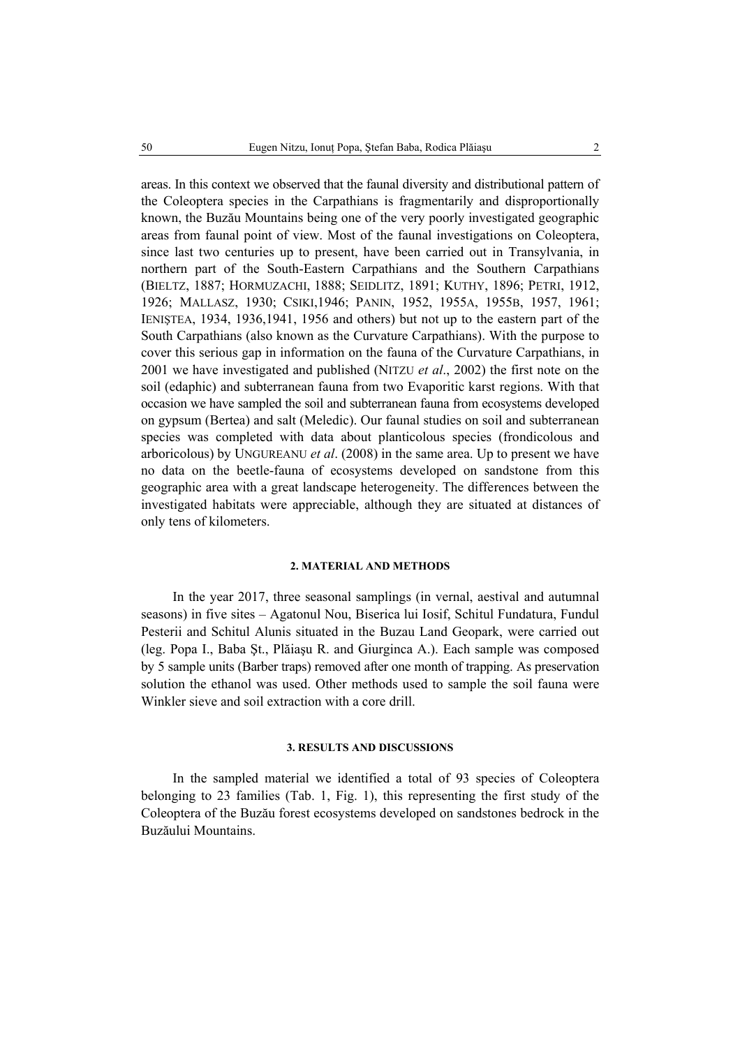areas. In this context we observed that the faunal diversity and distributional pattern of the Coleoptera species in the Carpathians is fragmentarily and disproportionally known, the Buzău Mountains being one of the very poorly investigated geographic areas from faunal point of view. Most of the faunal investigations on Coleoptera, since last two centuries up to present, have been carried out in Transylvania, in northern part of the South-Eastern Carpathians and the Southern Carpathians (BIELTZ, 1887; HORMUZACHI, 1888; SEIDLITZ, 1891; KUTHY, 1896; PETRI, 1912, 1926; MALLASZ, 1930; CSIKI,1946; PANIN, 1952, 1955A, 1955B, 1957, 1961; IENIŞTEA, 1934, 1936,1941, 1956 and others) but not up to the eastern part of the South Carpathians (also known as the Curvature Carpathians). With the purpose to cover this serious gap in information on the fauna of the Curvature Carpathians, in 2001 we have investigated and published (NITZU *et al*., 2002) the first note on the soil (edaphic) and subterranean fauna from two Evaporitic karst regions. With that occasion we have sampled the soil and subterranean fauna from ecosystems developed on gypsum (Bertea) and salt (Meledic). Our faunal studies on soil and subterranean species was completed with data about planticolous species (frondicolous and arboricolous) by UNGUREANU *et al*. (2008) in the same area. Up to present we have no data on the beetle-fauna of ecosystems developed on sandstone from this geographic area with a great landscape heterogeneity. The differences between the investigated habitats were appreciable, although they are situated at distances of only tens of kilometers.

## 2. MATERIAL AND METHODS

In the year 2017, three seasonal samplings (in vernal, aestival and autumnal seasons) in five sites – Agatonul Nou, Biserica lui Iosif, Schitul Fundatura, Fundul Pesterii and Schitul Alunis situated in the Buzau Land Geopark, were carried out (leg. Popa I., Baba Şt., Plăiaşu R. and Giurginca A.). Each sample was composed by 5 sample units (Barber traps) removed after one month of trapping. As preservation solution the ethanol was used. Other methods used to sample the soil fauna were Winkler sieve and soil extraction with a core drill.

## 3. RESULTS AND DISCUSSIONS

In the sampled material we identified a total of 93 species of Coleoptera belonging to 23 families (Tab. 1, Fig. 1), this representing the first study of the Coleoptera of the Buzău forest ecosystems developed on sandstones bedrock in the Buzăului Mountains.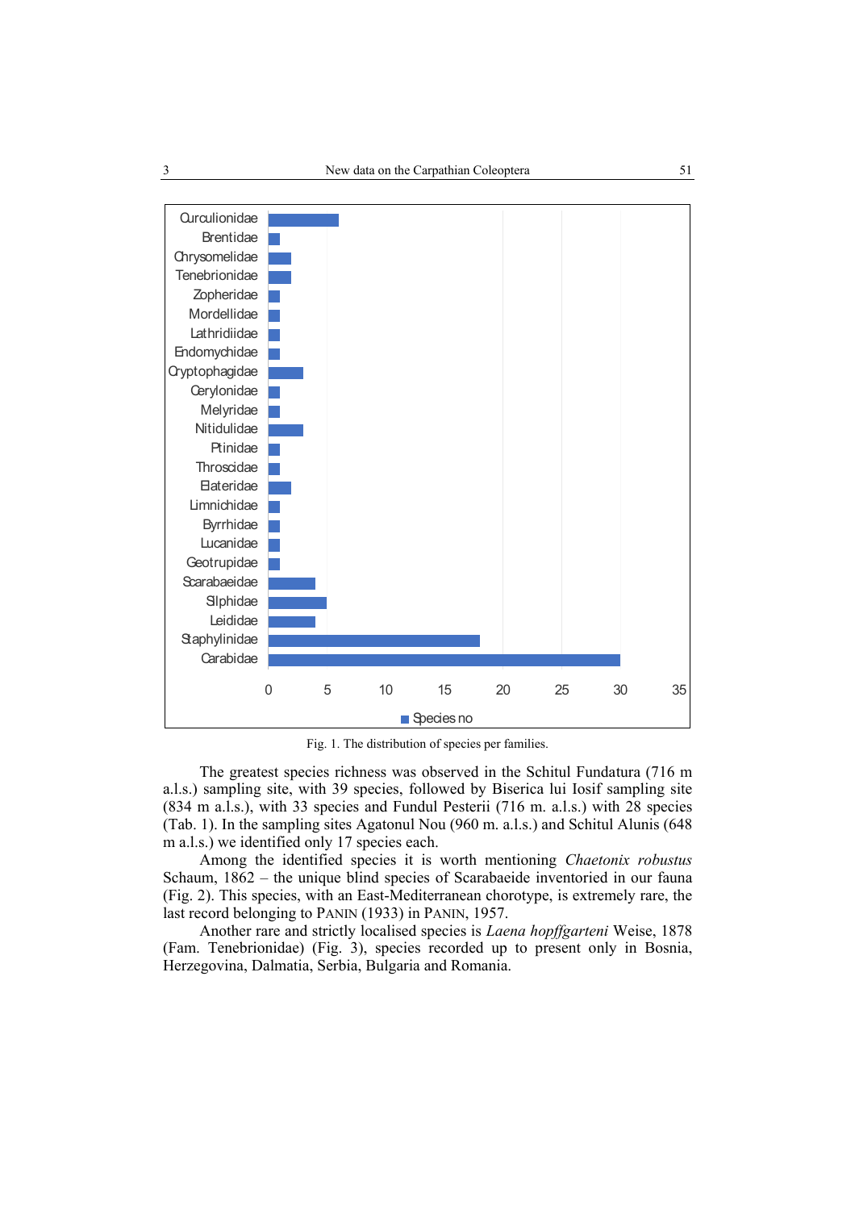Fig. 1. The distribution of species per families.

The greatest species richness was observed in the Schitul Fundatura (716 m a.l.s.) sampling site, with 39 species, followed by Biserica lui Iosif sampling site (834 m a.l.s.), with 33 species and Fundul Pesterii (716 m. a.l.s.) with 28 species (Tab. 1). In the sampling sites Agatonul Nou (960 m. a.l.s.) and Schitul Alunis (648 m a.l.s.) we identified only 17 species each.

Among the identified species it is worth mentioning *Chaetonix robustus* Schaum, 1862 – the unique blind species of Scarabaeide inventoried in our fauna (Fig. 2). This species, with an East-Mediterranean chorotype, is extremely rare, the last record belonging to PANIN (1933) in PANIN, 1957.

Another rare and strictly localised species is *Laena hopffgarteni* Weise, 1878 (Fam. Tenebrionidae) (Fig. 3), species recorded up to present only in Bosnia, Herzegovina, Dalmatia, Serbia, Bulgaria and Romania.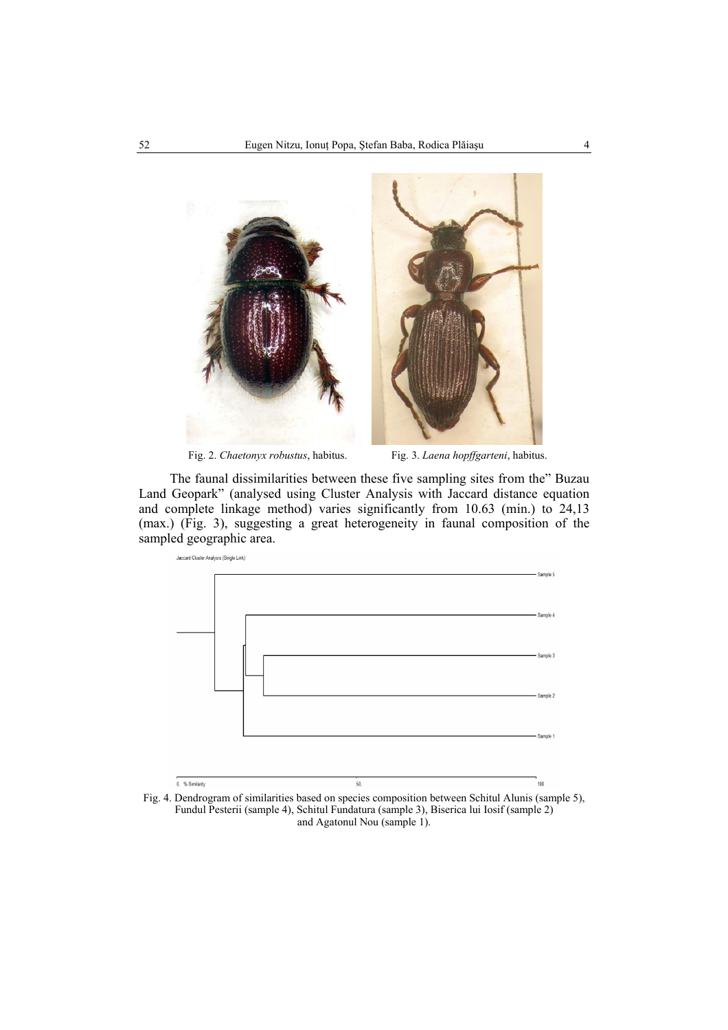Fig. 2. *Chaetonyx robustus*, habitus.

Fig. 3. *Laena hopffgarteni*, habitus.

The faunal dissimilarities between these five sampling sites from the" Buzau Land Geopark" (analysed using Cluster Analysis with Jaccard distance equation and complete linkage method) varies significantly from 10.63 (min.) to 24,13 (max.) (Fig. 3), suggesting a great heterogeneity in faunal composition of the sampled geographic area.

Fig. 4. Dendrogram of similarities based on species composition between Schitul Alunis (sample 5), Fundul Pesterii (sample 4), Schitul Fundatura (sample 3), Biserica lui Iosif (sample 2) and Agatonul Nou (sample 1).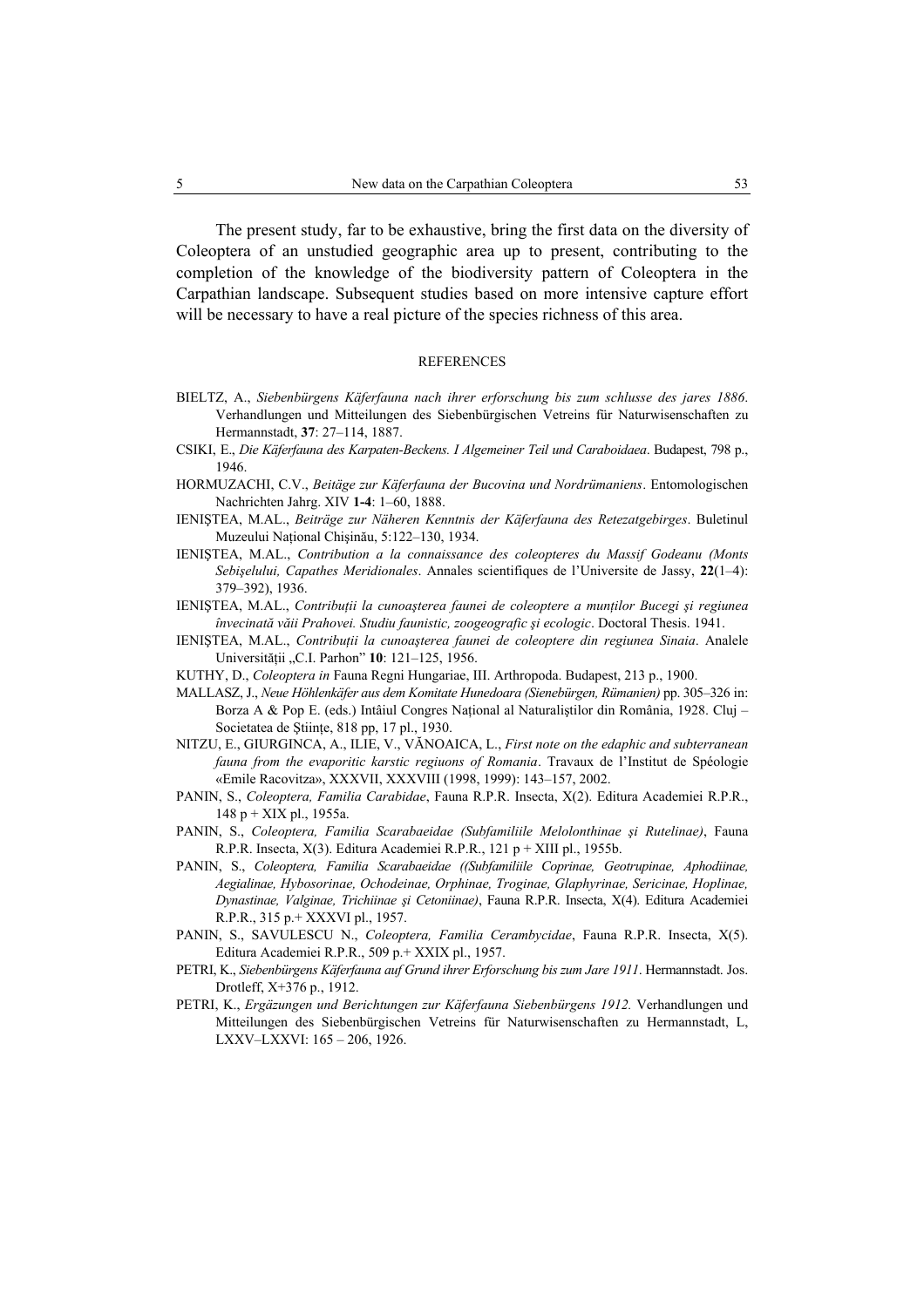The present study, far to be exhaustive, bring the first data on the diversity of Coleoptera of an unstudied geographic area up to present, contributing to the completion of the knowledge of the biodiversity pattern of Coleoptera in the Carpathian landscape. Subsequent studies based on more intensive capture effort will be necessary to have a real picture of the species richness of this area.

## REFERENCES

BIELTZ, A., *Siebenbürgens Käferfauna nach ihrer erforschung bis zum schlusse des jares 1886*. Verhandlungen und Mitteilungen des Siebenbürgischen Vetreins für Naturwisenschaften zu Hermannstadt, **37**: 27–114, 1887.

CSIKI, E., *Die Käferfauna des Karpaten-Beckens. I Algemeiner Teil und Caraboidaea*. Budapest, 798 p., 1946.

HORMUZACHI, C.V., *Beitäge zur Käferfauna der Bucovina und Nordrümaniens*. Entomologischen Nachrichten Jahrg. XIV **1-4**: 1–60, 1888.

IENIŞTEA, M.AL., *Beiträge zur Näheren Kenntnis der Käferfauna des Retezatgebirges*. Buletinul Muzeului Naţional Chişinău, 5:122–130, 1934.

IENIŞTEA, M.AL., *Contribution a la connaissance des coleopteres du Massif Godeanu (Monts Sebişelului, Capathes Meridionales*. Annales scientifiques de l'Universite de Jassy, **22**(1–4): 379–392), 1936.

IENIŞTEA, M.AL., *Contribuţii la cunoaşterea faunei de coleoptere a munţilor Bucegi şi regiunea învecinată văii Prahovei. Studiu faunistic, zoogeografic şi ecologic*. Doctoral Thesis. 1941.

IENIŞTEA, M.AL., *Contribuţii la cunoaşterea faunei de coleoptere din regiunea Sinaia*. Analele Universităţii „C.I. Parhon" **10**: 121–125, 1956.

KUTHY, D., *Coleoptera in* Fauna Regni Hungariae, III. Arthropoda. Budapest, 213 p., 1900.

MALLASZ, J., *Neue Höhlenkäfer aus dem Komitate Hunedoara (Sienebürgen, Rümanien)* pp. 305–326 in: Borza A & Pop E. (eds.) Intâiul Congres Naţional al Naturaliştilor din România, 1928. Cluj – Societatea de Ştiinţe, 818 pp, 17 pl., 1930.

NITZU, E., GIURGINCA, A., ILIE, V., VĂNOAICA, L., *First note on the edaphic and subterranean fauna from the evaporitic karstic regiuons of Romania*. Travaux de l'Institut de Spéologie «Emile Racovitza», XXXVII, XXXVIII (1998, 1999): 143–157, 2002.

PANIN, S., *Coleoptera, Familia Carabidae*, Fauna R.P.R. Insecta, X(2). Editura Academiei R.P.R., 148 p + XIX pl., 1955a.

PANIN, S., *Coleoptera, Familia Scarabaeidae (Subfamiliile Melolonthinae şi Rutelinae)*, Fauna R.P.R. Insecta, X(3). Editura Academiei R.P.R., 121 p + XIII pl., 1955b.

PANIN, S., *Coleoptera, Familia Scarabaeidae ((Subfamiliile Coprinae, Geotrupinae, Aphodiinae, Aegialinae, Hybosorinae, Ochodeinae, Orphinae, Troginae, Glaphyrinae, Sericinae, Hoplinae, Dynastinae, Valginae, Trichiinae şi Cetoniinae)*, Fauna R.P.R. Insecta, X(4). Editura Academiei R.P.R., 315 p.+ XXXVI pl., 1957.

PANIN, S., SAVULESCU N., *Coleoptera, Familia Cerambycidae*, Fauna R.P.R. Insecta, X(5). Editura Academiei R.P.R., 509 p.+ XXIX pl., 1957.

PETRI, K., *Siebenbürgens Käferfauna auf Grund ihrer Erforschung bis zum Jare 1911*. Hermannstadt. Jos. Drotleff, X+376 p., 1912.

PETRI, K., *Ergäzungen and Berichtungen zur Käferfauna Siebenbürgens 1912.* Verhandlungen und Mitteilungen des Siebenbürgischen Vetreins für Naturwisenschaften zu Hermannstadt, L, LXXV–LXXVI: 165 – 206, 1926.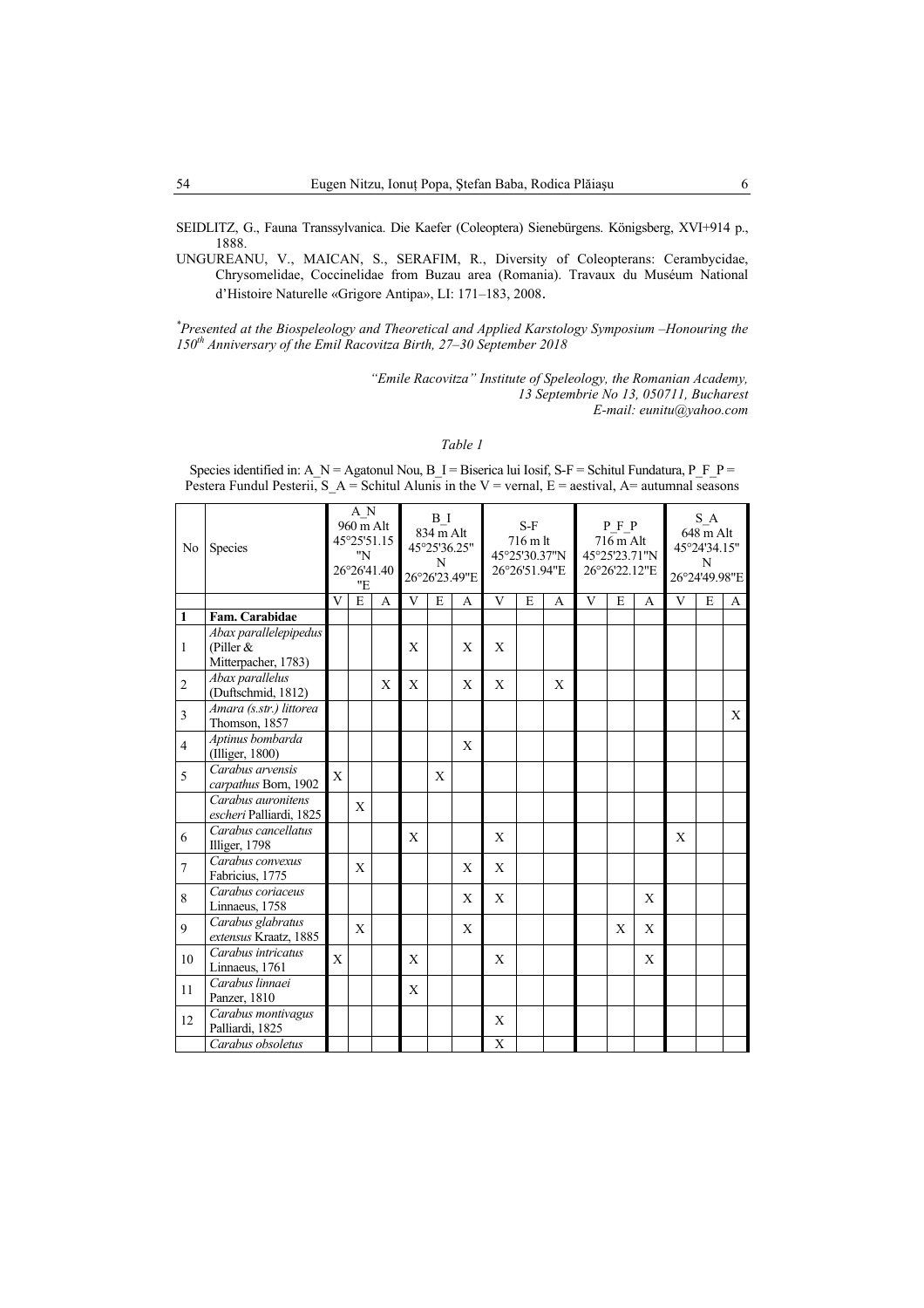SEIDLITZ, G., Fauna Transsylvanica. Die Kaefer (Coleoptera) Sienebürgens. Königsberg, XVI+914 p., 1888.

UNGUREANU, V., MAICAN, S., SERAFIM, R., Diversity of Coleopterans: Cerambycidae, Chrysomelidae, Coccinelidae from Buzau area (Romania). Travaux du Muséum National d'Histoire Naturelle «Grigore Antipa», LI: 171–183, 2008.

*Presented at the Biospeleology and Theoretical and Applied Karstology Symposium –Honouring the 150th Anniversary of the Emil Racovitza Birth, 27–30 September 2018*

*"Emile Racovitza" Institute of Speleology, the Romanian Academy,*
*13 Septembrie No 13, 050711, Bucharest*
*E-mail: eunitu@yahoo.com*

*Table 1*

Species identified in: A_N = Agatonul Nou, B_I = Biserica lui Iosif, S-F = Schitul Fundatura, P_F_P = Pestera Fundul Pesterii, S_A = Schitul Alunis in the V = vernal, E = aestival, A= autumnal seasons

| No | Species | A_N 960 m Alt 45°25'51.15 "N 26°26'41.40 "E | | | B_I 834 m Alt 45°25'36.25" N 26°26'23.49"E | | | S-F 716 m lt 45°25'30.37"N 26°26'51.94"E | | | P_F_P 716 m Alt 45°25'23.71"N 26°26'22.12"E | | | S_A 648 m Alt 45°24'34.15" N 26°24'49.98"E | | |
|---|---|---|---|---|---|---|---|---|---|---|---|---|---|---|---|---|
| | | V | E | A | V | E | A | V | E | A | V | E | A | V | E | A |
| **1** | **Fam. Carabidae** | | | | | | | | | | | | | | | |
| 1 | *Abax parallelepipedus* (Piller & Mitterpacher, 1783) | | | | X | | X | X | | | | | | | | |
| 2 | *Abax parallelus* (Duftschmid, 1812) | | | X | X | | X | X | | X | | | | | | |
| 3 | *Amara (s.str.) littorea* Thomson, 1857 | | | | | | | | | | | | | | | X |
| 4 | *Aptinus bombarda* (Illiger, 1800) | | | | | | X | | | | | | | | | |
| 5 | *Carabus arvensis carpathus* Born, 1902 | X | | | | X | | | | | | | | | | |
| | *Carabus auronitens escheri* Palliardi, 1825 | | X | | | | | | | | | | | | | |
| 6 | *Carabus cancellatus* Illiger, 1798 | | | | X | | | X | | | | | | X | | |
| 7 | *Carabus convexus* Fabricius, 1775 | | X | | | | X | X | | | | | | | | |
| 8 | *Carabus coriaceus* Linnaeus, 1758 | | | | | | X | X | | | | | X | | | |
| 9 | *Carabus glabratus extensus* Kraatz, 1885 | | X | | | | X | | | | | X | X | | | |
| 10 | *Carabus intricatus* Linnaeus, 1761 | X | | | X | | | X | | | | | X | | | |
| 11 | *Carabus linnaei* Panzer, 1810 | | | | X | | | | | | | | | | | |
| 12 | *Carabus montivagus* Palliardi, 1825 | | | | | | | X | | | | | | | | |
| | *Carabus obsoletus* | | | | | | | X | | | | | | | | |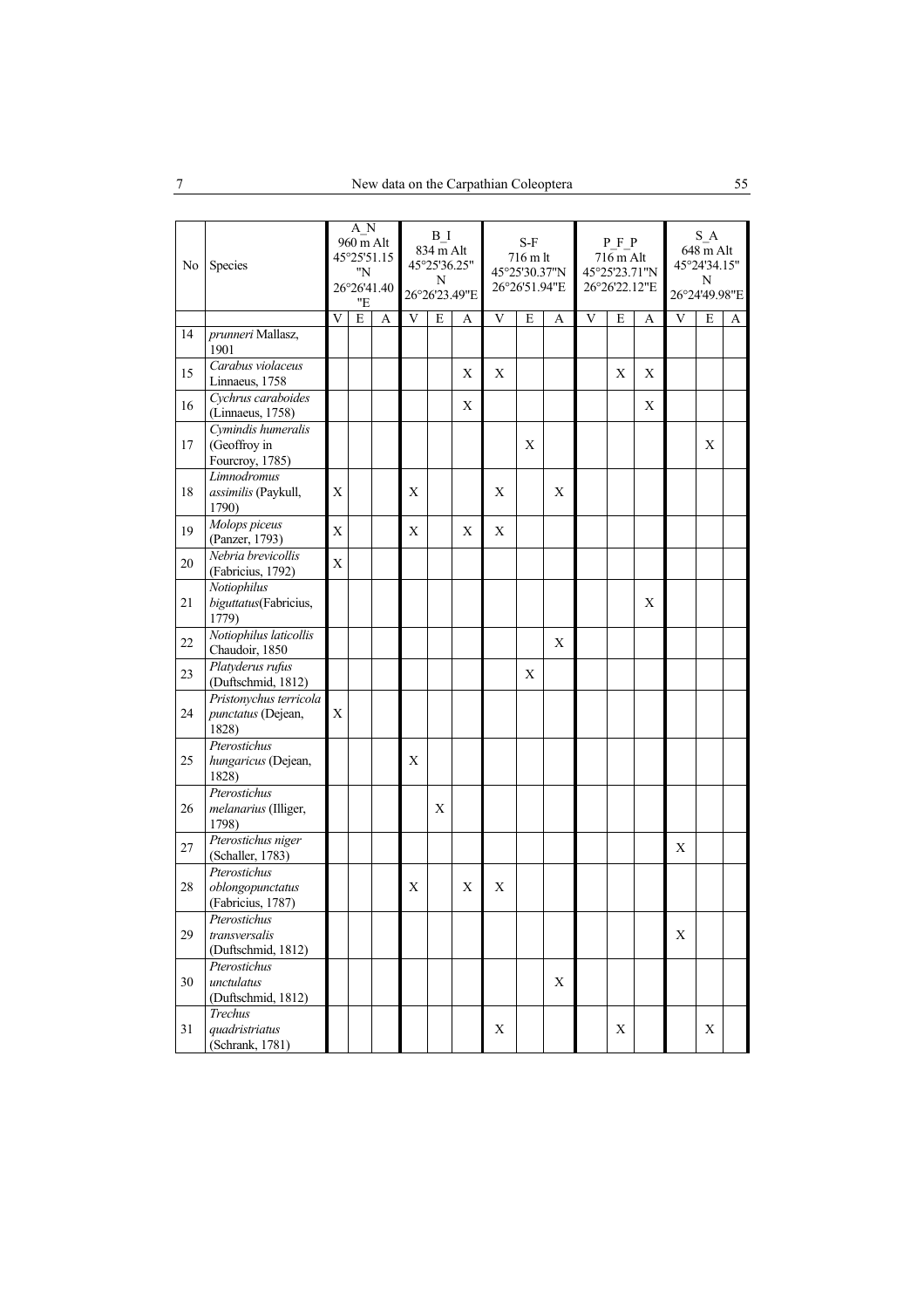| No | Species | A_N 960 m Alt 45°25'51.15"N 26°26'41.40"E | | | B_I 834 m Alt 45°25'36.25"N 26°26'23.49"E | | | S-F 716 m lt 45°25'30.37"N 26°26'51.94"E | | | P_F_P 716 m Alt 45°25'23.71"N 26°26'22.12"E | | | S_A 648 m Alt 45°24'34.15"N 26°24'49.98"E | | |
|---|---|---|---|---|---|---|---|---|---|---|---|---|---|---|---|---|
| | | V | E | A | V | E | A | V | E | A | V | E | A | V | E | A |
| 14 | *prunneri* Mallasz, 1901 | | | | | | | | | | | | | | | |
| 15 | *Carabus violaceus* Linnaeus, 1758 | | | | | | X | X | | | | X | X | | | |
| 16 | *Cychrus caraboides* (Linnaeus, 1758) | | | | | | X | | | | | | X | | | |
| 17 | *Cymindis humeralis* (Geoffroy in Fourcroy, 1785) | | | | | | | | X | | | | | | X | |
| 18 | *Limnodromus assimilis* (Paykull, 1790) | X | | | X | | | X | | X | | | | | | |
| 19 | *Molops piceus* (Panzer, 1793) | X | | | X | | X | X | | | | | | | | |
| 20 | *Nebria brevicollis* (Fabricius, 1792) | X | | | | | | | | | | | | | | |
| 21 | *Notiophilus biguttatus*(Fabricius, 1779) | | | | | | | | | | | | X | | | |
| 22 | *Notiophilus laticollis* Chaudoir, 1850 | | | | | | | | | X | | | | | | |
| 23 | *Platyderus rufus* (Duftschmid, 1812) | | | | | | | | X | | | | | | | |
| 24 | *Pristonychus terricola punctatus* (Dejean, 1828) | X | | | | | | | | | | | | | | |
| 25 | *Pterostichus hungaricus* (Dejean, 1828) | | | | X | | | | | | | | | | | |
| 26 | *Pterostichus melanarius* (Illiger, 1798) | | | | | X | | | | | | | | | | |
| 27 | *Pterostichus niger* (Schaller, 1783) | | | | | | | | | | | | | X | | |
| 28 | *Pterostichus oblongopunctatus* (Fabricius, 1787) | | | | X | | X | X | | | | | | | | |
| 29 | *Pterostichus transversalis* (Duftschmid, 1812) | | | | | | | | | | | | | X | | |
| 30 | *Pterostichus unctulatus* (Duftschmid, 1812) | | | | | | | | | X | | | | | | |
| 31 | *Trechus quadristriatus* (Schrank, 1781) | | | | | | | X | | | | X | | | X | |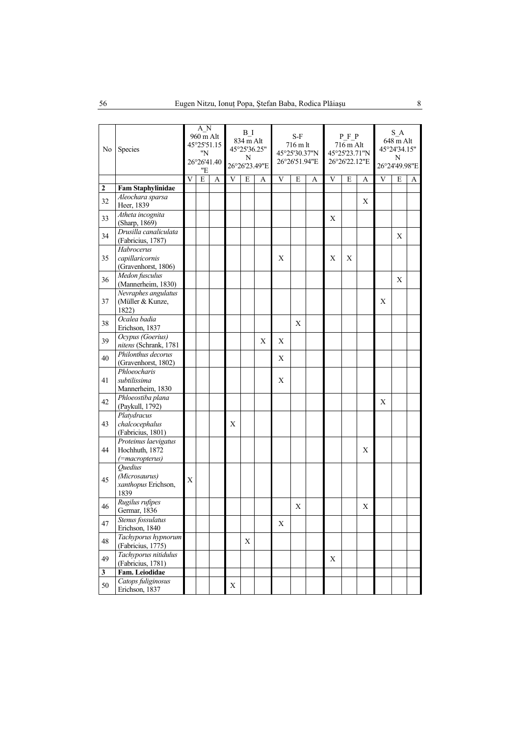| No | Species | A_N 960 m Alt 45°25'51.15"N 26°26'41.40"E | | | B_I 834 m Alt 45°25'36.25"N 26°26'23.49"E | | | S-F 716 m lt 45°25'30.37"N 26°26'51.94"E | | | P_F_P 716 m Alt 45°25'23.71"N 26°26'22.12"E | | | S_A 648 m Alt 45°24'34.15"N 26°24'49.98"E | | |
|---|---|---|---|---|---|---|---|---|---|---|---|---|---|---|---|---|
| | | V | E | A | V | E | A | V | E | A | V | E | A | V | E | A |
| **2** | **Fam Staphylinidae** | | | | | | | | | | | | | | | |
| 32 | *Aleochara sparsa* Heer, 1839 | | | | | | | | | | | | X | | | |
| 33 | *Atheta incognita* (Sharp, 1869) | | | | | | | | | | X | | | | | |
| 34 | *Drusilla canaliculata* (Fabricius, 1787) | | | | | | | | | | | | | | X | |
| 35 | *Habrocerus capillaricornis* (Gravenhorst, 1806) | | | | | | | X | | | X | X | | | | |
| 36 | *Medon fusculus* (Mannerheim, 1830) | | | | | | | | | | | | | | X | |
| 37 | *Nevraphes angulatus* (Müller & Kunze, 1822) | | | | | | | | | | | | | X | | |
| 38 | *Ocalea badia* Erichson, 1837 | | | | | | | | X | | | | | | | |
| 39 | *Ocypus (Goerius) nitens* (Schrank, 1781 | | | | | | X | X | | | | | | | | |
| 40 | *Philonthus decorus* (Gravenhorst, 1802) | | | | | | | X | | | | | | | | |
| 41 | *Phloeocharis subtilissima* Mannerheim, 1830 | | | | | | | X | | | | | | | | |
| 42 | *Phloeostiba plana* (Paykull, 1792) | | | | | | | | | | | | | X | | |
| 43 | *Platydracus chalcocephalus* (Fabricius, 1801) | | | | X | | | | | | | | | | | |
| 44 | *Proteinus laevigatus* Hochhuth, 1872 (*=macropterus*) | | | | | | | | | | | | X | | | |
| 45 | *Quedius (Microsaurus) xanthopus* Erichson, 1839 | X | | | | | | | | | | | | | | |
| 46 | *Rugilus rufipes* Germar, 1836 | | | | | | | | X | | | | X | | | |
| 47 | *Stenus fossulatus* Erichson, 1840 | | | | | | | X | | | | | | | | |
| 48 | *Tachyporus hypnorum* (Fabricius, 1775) | | | | | X | | | | | | | | | | |
| 49 | *Tachyporus nitidulus* (Fabricius, 1781) | | | | | | | | | | X | | | | | |
| **3** | **Fam. Leiodidae** | | | | | | | | | | | | | | | |
| 50 | *Catops fuliginosus* Erichson, 1837 | | | | X | | | | | | | | | | | |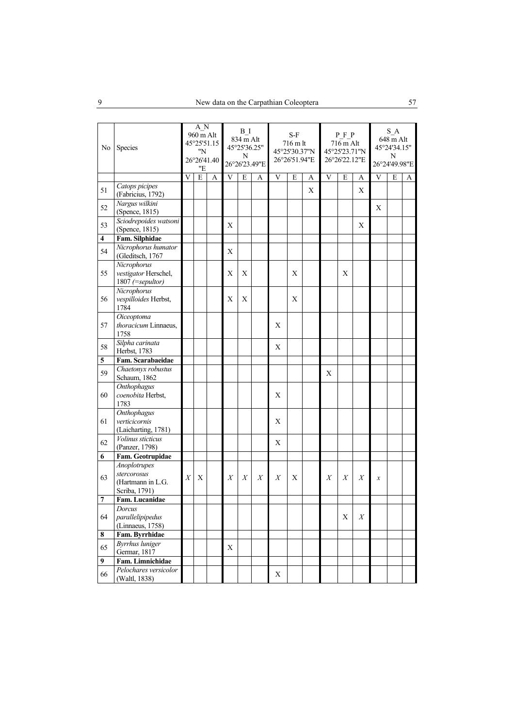| No | Species | A_N 960 m Alt 45°25'51.15 "N 26°26'41.40 "E | | | B_I 834 m Alt 45°25'36.25" N 26°26'23.49"E | | | S-F 716 m lt 45°25'30.37"N 26°26'51.94"E | | | P_F_P 716 m Alt 45°25'23.71"N 26°26'22.12"E | | | S_A 648 m Alt 45°24'34.15" N 26°24'49.98"E | | |
|---|---|---|---|---|---|---|---|---|---|---|---|---|---|---|---|---|
| | | V | E | A | V | E | A | V | E | A | V | E | A | V | E | A |
| 51 | *Catops picipes* (Fabricius, 1792) | | | | | | | | | X | | | X | | | |
| 52 | *Nargus wilkini* (Spence, 1815) | | | | | | | | | | | | | X | | |
| 53 | *Sciodrepoides watsoni* (Spence, 1815) | | | | X | | | | | | | | X | | | |
| **4** | **Fam. Silphidae** | | | | | | | | | | | | | | | |
| 54 | *Nicrophorus humator* (Gleditsch, 1767 | | | | X | | | | | | | | | | | |
| 55 | *Nicrophorus vestigator* Herschel, 1807 *(=sepultor)* | | | | X | X | | | X | | | X | | | | |
| 56 | *Nicrophorus vespilloides* Herbst, 1784 | | | | X | X | | | X | | | | | | | |
| 57 | *Oiceoptoma thoracicum* Linnaeus, 1758 | | | | | | | X | | | | | | | | |
| 58 | *Silpha carinata* Herbst, 1783 | | | | | | | X | | | | | | | | |
| **5** | **Fam. Scarabaeidae** | | | | | | | | | | | | | | | |
| 59 | *Chaetonyx robustus* Schaum, 1862 | | | | | | | | | | X | | | | | |
| 60 | *Onthophagus coenobita* Herbst, 1783 | | | | | | | X | | | | | | | | |
| 61 | *Onthophagus verticicornis* (Laicharting, 1781) | | | | | | | X | | | | | | | | |
| 62 | *Volinus sticticus* (Panzer, 1798) | | | | | | | X | | | | | | | | |
| **6** | **Fam. Geotrupidae** | | | | | | | | | | | | | | | |
| 63 | *Anoplotrupes stercorosus* (Hartmann in L.G. Scriba, 1791) | *X* | X | | *X* | *X* | *X* | *X* | X | | *X* | *X* | *X* | *x* | | |
| **7** | **Fam. Lucanidae** | | | | | | | | | | | | | | | |
| 64 | *Dorcus parallelipipedus* (Linnaeus, 1758) | | | | | | | | | | | X | *X* | | | |
| **8** | **Fam. Byrrhidae** | | | | | | | | | | | | | | | |
| 65 | *Byrrhus luniger* Germar, 1817 | | | | X | | | | | | | | | | | |
| **9** | **Fam. Limnichidae** | | | | | | | | | | | | | | | |
| 66 | *Pelochares versicolor* (Waltl, 1838) | | | | | | | X | | | | | | | | |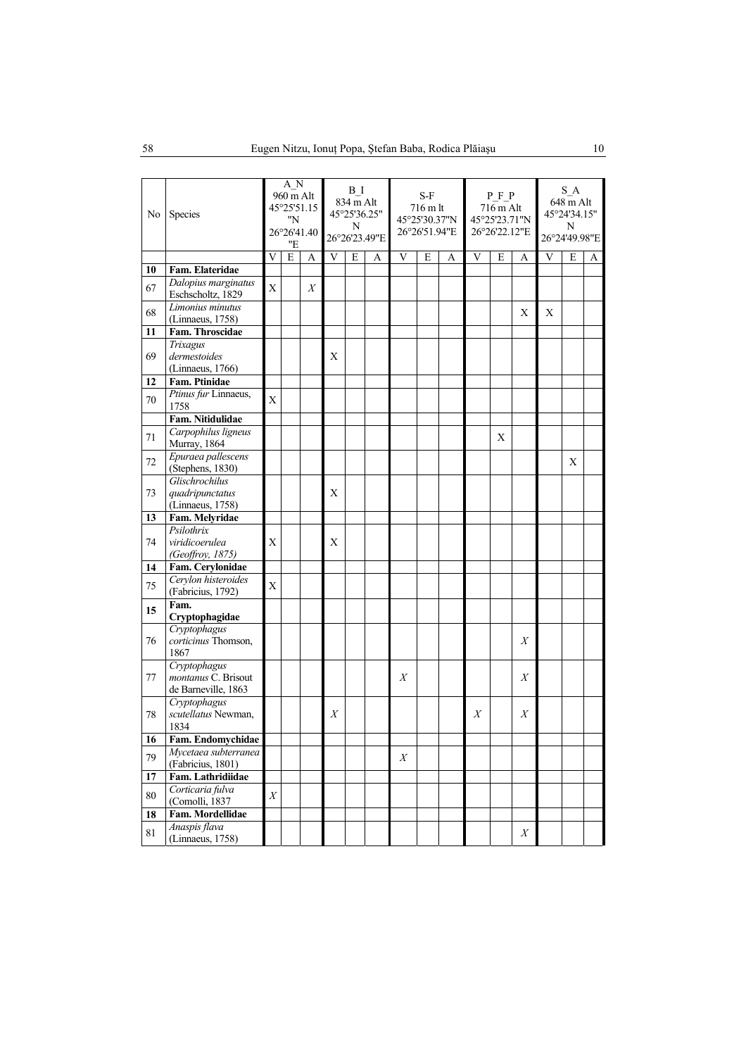| No | Species | A_N 960 m Alt 45°25'51.15 "N 26°26'41.40 "E | | | B_I 834 m Alt 45°25'36.25" N 26°26'23.49"E | | | S-F 716 m lt 45°25'30.37"N 26°26'51.94"E | | | P_F_P 716 m Alt 45°25'23.71"N 26°26'22.12"E | | | S_A 648 m Alt 45°24'34.15" N 26°24'49.98"E | | |
|---|---|---|---|---|---|---|---|---|---|---|---|---|---|---|---|---|
| | | V | E | A | V | E | A | V | E | A | V | E | A | V | E | A |
| **10** | **Fam. Elateridae** | | | | | | | | | | | | | | | |
| 67 | *Dalopius marginatus* Eschscholtz, 1829 | X | | *X* | | | | | | | | | | | | |
| 68 | *Limonius minutus* (Linnaeus, 1758) | | | | | | | | | | | | X | X | | |
| **11** | **Fam. Throscidae** | | | | | | | | | | | | | | | |
| 69 | *Trixagus dermestoides* (Linnaeus, 1766) | | | | X | | | | | | | | | | | |
| **12** | **Fam. Ptinidae** | | | | | | | | | | | | | | | |
| 70 | *Ptinus fur* Linnaeus, 1758 | X | | | | | | | | | | | | | | |
| | **Fam. Nitidulidae** | | | | | | | | | | | | | | | |
| 71 | *Carpophilus ligneus* Murray, 1864 | | | | | | | | | | | X | | | | |
| 72 | *Epuraea pallescens* (Stephens, 1830) | | | | | | | | | | | | | | X | |
| 73 | *Glischrochilus quadripunctatus* (Linnaeus, 1758) | | | | X | | | | | | | | | | | |
| **13** | **Fam. Melyridae** | | | | | | | | | | | | | | | |
| 74 | *Psilothrix viridicoerulea (Geoffroy, 1875)* | X | | | X | | | | | | | | | | | |
| **14** | **Fam. Cerylonidae** | | | | | | | | | | | | | | | |
| 75 | *Cerylon histeroides* (Fabricius, 1792) | X | | | | | | | | | | | | | | |
| **15** | **Fam. Cryptophagidae** | | | | | | | | | | | | | | | |
| 76 | *Cryptophagus corticinus* Thomson, 1867 | | | | | | | | | | | | *X* | | | |
| 77 | *Cryptophagus montanus* C. Brisout de Barneville, 1863 | | | | | | | *X* | | | | | *X* | | | |
| 78 | *Cryptophagus scutellatus* Newman, 1834 | | | | *X* | | | | | | *X* | | *X* | | | |
| **16** | **Fam. Endomychidae** | | | | | | | | | | | | | | | |
| 79 | *Mycetaea subterranea* (Fabricius, 1801) | | | | | | | *X* | | | | | | | | |
| **17** | **Fam. Lathridiidae** | | | | | | | | | | | | | | | |
| 80 | *Corticaria fulva* (Comolli, 1837 | *X* | | | | | | | | | | | | | | |
| **18** | **Fam. Mordellidae** | | | | | | | | | | | | | | | |
| 81 | *Anaspis flava* (Linnaeus, 1758) | | | | | | | | | | | | *X* | | | |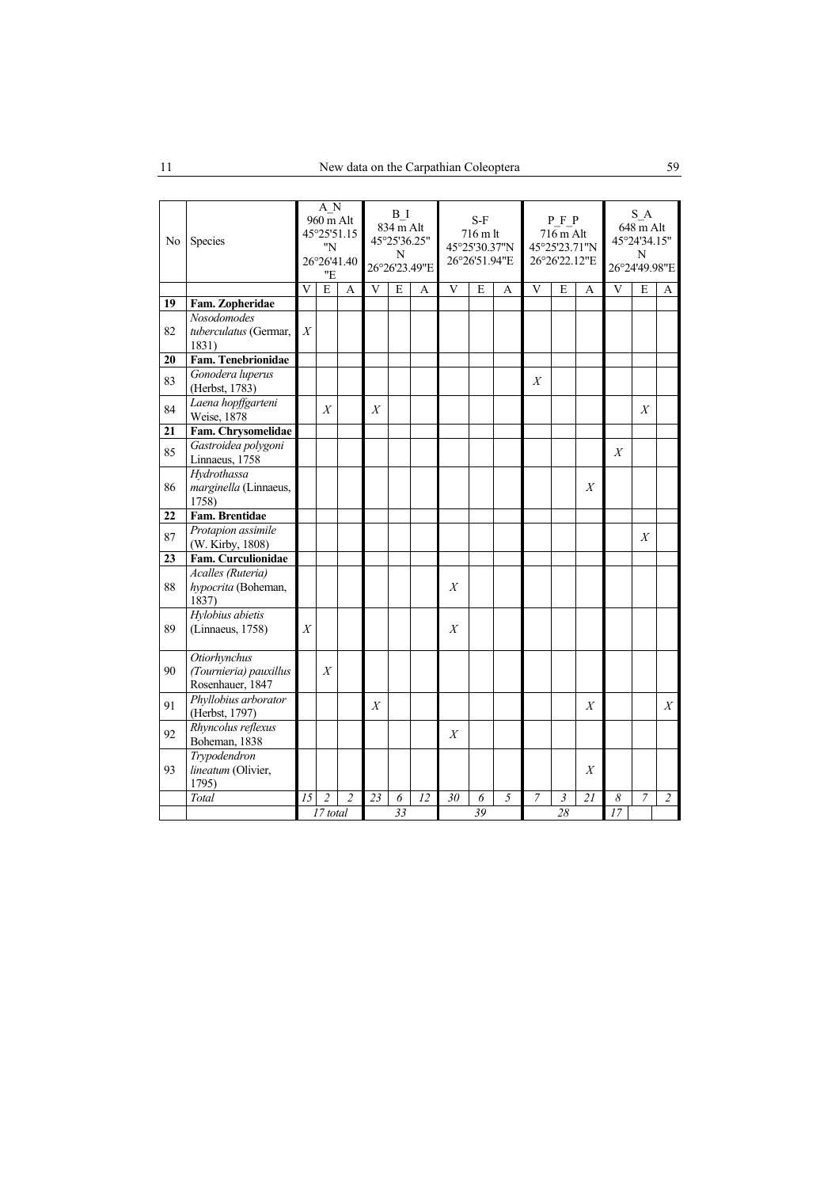| No | Species | A_N 960 m Alt 45°25'51.15"N 26°26'41.40"E | | | B_I 834 m Alt 45°25'36.25"N 26°26'23.49"E | | | S-F 716 m lt 45°25'30.37"N 26°26'51.94"E | | | P_F_P 716 m Alt 45°25'23.71"N 26°26'22.12"E | | | S_A 648 m Alt 45°24'34.15"N 26°24'49.98"E | | |
|---|---|---|---|---|---|---|---|---|---|---|---|---|---|---|---|---|
| | | V | E | A | V | E | A | V | E | A | V | E | A | V | E | A |
| **19** | **Fam. Zopheridae** | | | | | | | | | | | | | | | |
| 82 | *Nosodomodes tuberculatus* (Germar, 1831) | *X* | | | | | | | | | | | | | | |
| **20** | **Fam. Tenebrionidae** | | | | | | | | | | | | | | | |
| 83 | *Gonodera luperus* (Herbst, 1783) | | | | | | | | | | *X* | | | | | |
| 84 | *Laena hopffgarteni* Weise, 1878 | | *X* | | *X* | | | | | | | | | | *X* | |
| **21** | **Fam. Chrysomelidae** | | | | | | | | | | | | | | | |
| 85 | *Gastroidea polygoni* Linnaeus, 1758 | | | | | | | | | | | | | *X* | | |
| 86 | *Hydrothassa marginella* (Linnaeus, 1758) | | | | | | | | | | | | *X* | | | |
| **22** | **Fam. Brentidae** | | | | | | | | | | | | | | | |
| 87 | *Protapion assimile* (W. Kirby, 1808) | | | | | | | | | | | | | | *X* | |
| **23** | **Fam. Curculionidae** | | | | | | | | | | | | | | | |
| 88 | *Acalles (Ruteria) hypocrita* (Boheman, 1837) | | | | | | | *X* | | | | | | | | |
| 89 | *Hylobius abietis* (Linnaeus, 1758) | *X* | | | | | | *X* | | | | | | | | |
| 90 | *Otiorhynchus (Tournieria) pauxillus* Rosenhauer, 1847 | | *X* | | | | | | | | | | | | | |
| 91 | *Phyllobius arborator* (Herbst, 1797) | | | | *X* | | | | | | | | *X* | | | *X* |
| 92 | *Rhyncolus reflexus* Boheman, 1838 | | | | | | | *X* | | | | | | | | |
| 93 | *Trypodendron lineatum* (Olivier, 1795) | | | | | | | | | | | | *X* | | | |
| | *Total* | *15* | *2* | *2* | *23* | *6* | *12* | *30* | *6* | *5* | *7* | *3* | *21* | *8* | *7* | *2* |
| | | *17 total* | | | *33* | | | *39* | | | *28* | | | *17* | | |